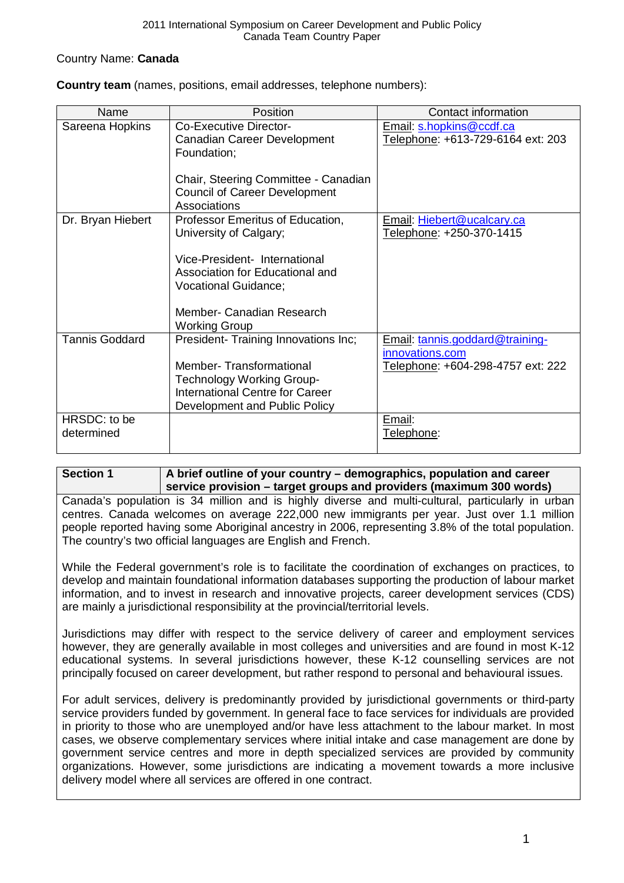Country Name: **Canada**

**Country team** (names, positions, email addresses, telephone numbers):

| Name | Position | Contact information |
|---|---|---|
| Sareena Hopkins | Co-Executive Director- Canadian Career Development Foundation;<br><br>Chair, Steering Committee - Canadian Council of Career Development Associations | Email: s.hopkins@ccdf.ca<br>Telephone: +613-729-6164 ext: 203 |
| Dr. Bryan Hiebert | Professor Emeritus of Education, University of Calgary;<br><br>Vice-President- International Association for Educational and Vocational Guidance;<br><br>Member- Canadian Research Working Group | Email: Hiebert@ucalcary.ca<br>Telephone: +250-370-1415 |
| Tannis Goddard | President- Training Innovations Inc;<br><br>Member- Transformational Technology Working Group- International Centre for Career Development and Public Policy | Email: tannis.goddard@training-innovations.com<br>Telephone: +604-298-4757 ext: 222 |
| HRSDC: to be determined | | Email:<br>Telephone: |

## Section 1 — A brief outline of your country – demographics, population and career service provision – target groups and providers (maximum 300 words)

Canada's population is 34 million and is highly diverse and multi-cultural, particularly in urban centres. Canada welcomes on average 222,000 new immigrants per year. Just over 1.1 million people reported having some Aboriginal ancestry in 2006, representing 3.8% of the total population. The country's two official languages are English and French.

While the Federal government's role is to facilitate the coordination of exchanges on practices, to develop and maintain foundational information databases supporting the production of labour market information, and to invest in research and innovative projects, career development services (CDS) are mainly a jurisdictional responsibility at the provincial/territorial levels.

Jurisdictions may differ with respect to the service delivery of career and employment services however, they are generally available in most colleges and universities and are found in most K-12 educational systems. In several jurisdictions however, these K-12 counselling services are not principally focused on career development, but rather respond to personal and behavioural issues.

For adult services, delivery is predominantly provided by jurisdictional governments or third-party service providers funded by government. In general face to face services for individuals are provided in priority to those who are unemployed and/or have less attachment to the labour market. In most cases, we observe complementary services where initial intake and case management are done by government service centres and more in depth specialized services are provided by community organizations. However, some jurisdictions are indicating a movement towards a more inclusive delivery model where all services are offered in one contract.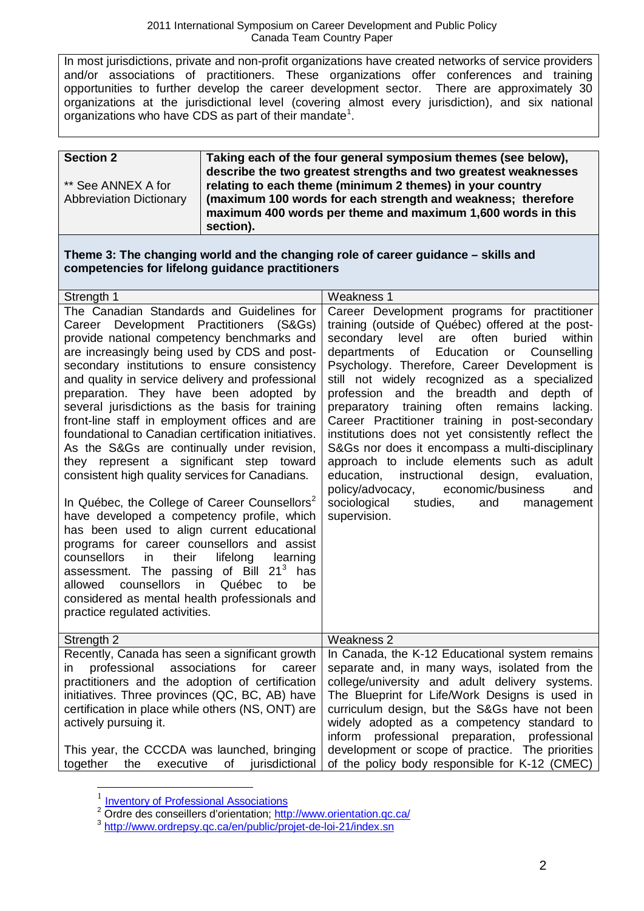In most jurisdictions, private and non-profit organizations have created networks of service providers and/or associations of practitioners. These organizations offer conferences and training opportunities to further develop the career development sector. There are approximately 30 organizations at the jurisdictional level (covering almost every jurisdiction), and six national organizations who have CDS as part of their mandate[1].

| **Section 2**<br><br>** See ANNEX A for Abbreviation Dictionary | **Taking each of the four general symposium themes (see below), describe the two greatest strengths and two greatest weaknesses relating to each theme (minimum 2 themes) in your country (maximum 100 words for each strength and weakness; therefore maximum 400 words per theme and maximum 1,600 words in this section).** |
|---|---|

**Theme 3: The changing world and the changing role of career guidance – skills and competencies for lifelong guidance practitioners**

| Strength 1 | Weakness 1 |
|---|---|
| The Canadian Standards and Guidelines for Career Development Practitioners (S&Gs) provide national competency benchmarks and are increasingly being used by CDS and post-secondary institutions to ensure consistency and quality in service delivery and professional preparation. They have been adopted by several jurisdictions as the basis for training front-line staff in employment offices and are foundational to Canadian certification initiatives. As the S&Gs are continually under revision, they represent a significant step toward consistent high quality services for Canadians.<br><br>In Québec, the College of Career Counsellors[2] have developed a competency profile, which has been used to align current educational programs for career counsellors and assist counsellors in their lifelong learning assessment. The passing of Bill 21[3] has allowed counsellors in Québec to be considered as mental health professionals and practice regulated activities. | Career Development programs for practitioner training (outside of Québec) offered at the post-secondary level are often buried within departments of Education or Counselling Psychology. Therefore, Career Development is still not widely recognized as a specialized profession and the breadth and depth of preparatory training often remains lacking. Career Practitioner training in post-secondary institutions does not yet consistently reflect the S&Gs nor does it encompass a multi-disciplinary approach to include elements such as adult education, instructional design, evaluation, policy/advocacy, economic/business and sociological studies, and management supervision. |
| **Strength 2** | **Weakness 2** |
| Recently, Canada has seen a significant growth in professional associations for career practitioners and the adoption of certification initiatives. Three provinces (QC, BC, AB) have certification in place while others (NS, ONT) are actively pursuing it.<br><br>This year, the CCCDA was launched, bringing together the executive of jurisdictional | In Canada, the K-12 Educational system remains separate and, in many ways, isolated from the college/university and adult delivery systems. The Blueprint for Life/Work Designs is used in curriculum design, but the S&Gs have not been widely adopted as a competency standard to inform professional preparation, professional development or scope of practice. The priorities of the policy body responsible for K-12 (CMEC) |

[1] Inventory of Professional Associations
[2] Ordre des conseillers d'orientation; http://www.orientation.qc.ca/
[3] http://www.ordrepsy.qc.ca/en/public/projet-de-loi-21/index.sn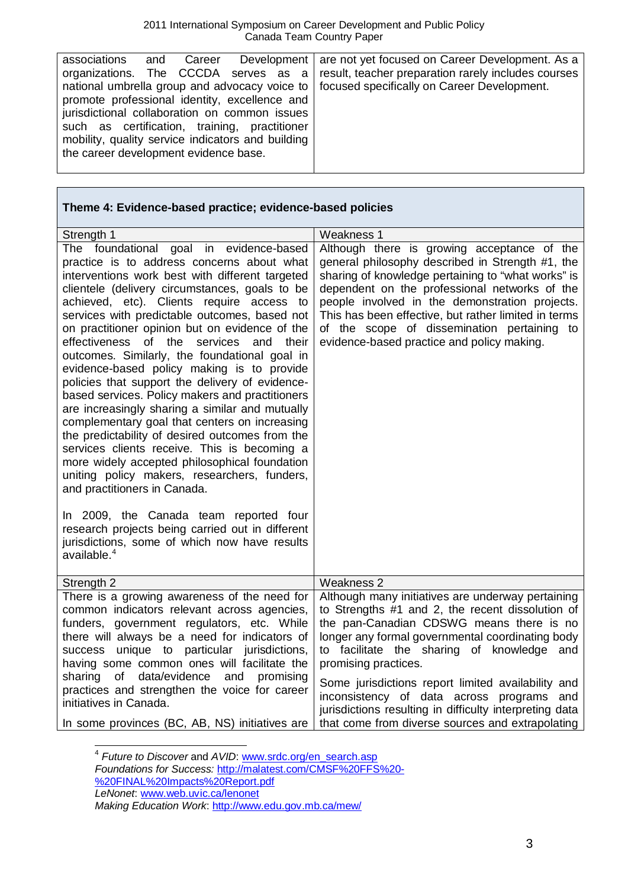| associations and Career Development organizations. The CCCDA serves as a national umbrella group and advocacy voice to promote professional identity, excellence and jurisdictional collaboration on common issues such as certification, training, practitioner mobility, quality service indicators and building the career development evidence base. | are not yet focused on Career Development. As a result, teacher preparation rarely includes courses focused specifically on Career Development. |
|---|---|

**Theme 4: Evidence-based practice; evidence-based policies**

| Strength 1 | Weakness 1 |
|---|---|
| The foundational goal in evidence-based practice is to address concerns about what interventions work best with different targeted clientele (delivery circumstances, goals to be achieved, etc). Clients require access to services with predictable outcomes, based not on practitioner opinion but on evidence of the effectiveness of the services and their outcomes. Similarly, the foundational goal in evidence-based policy making is to provide policies that support the delivery of evidence-based services. Policy makers and practitioners are increasingly sharing a similar and mutually complementary goal that centers on increasing the predictability of desired outcomes from the services clients receive. This is becoming a more widely accepted philosophical foundation uniting policy makers, researchers, funders, and practitioners in Canada.<br><br>In 2009, the Canada team reported four research projects being carried out in different jurisdictions, some of which now have results available.[4] | Although there is growing acceptance of the general philosophy described in Strength #1, the sharing of knowledge pertaining to "what works" is dependent on the professional networks of the people involved in the demonstration projects. This has been effective, but rather limited in terms of the scope of dissemination pertaining to evidence-based practice and policy making. |
| **Strength 2** | **Weakness 2** |
| There is a growing awareness of the need for common indicators relevant across agencies, funders, government regulators, etc. While there will always be a need for indicators of success unique to particular jurisdictions, having some common ones will facilitate the sharing of data/evidence and promising practices and strengthen the voice for career initiatives in Canada.<br><br>In some provinces (BC, AB, NS) initiatives are | Although many initiatives are underway pertaining to Strengths #1 and 2, the recent dissolution of the pan-Canadian CDSWG means there is no longer any formal governmental coordinating body to facilitate the sharing of knowledge and promising practices.<br><br>Some jurisdictions report limited availability and inconsistency of data across programs and jurisdictions resulting in difficulty interpreting data that come from diverse sources and extrapolating |

[4] *Future to Discover* and *AVID*: www.srdc.org/en_search.asp
*Foundations for Success:* http://malatest.com/CMSF%20FFS%20-%20FINAL%20Impacts%20Report.pdf
*LeNonet*: www.web.uvic.ca/lenonet
*Making Education Work*: http://www.edu.gov.mb.ca/mew/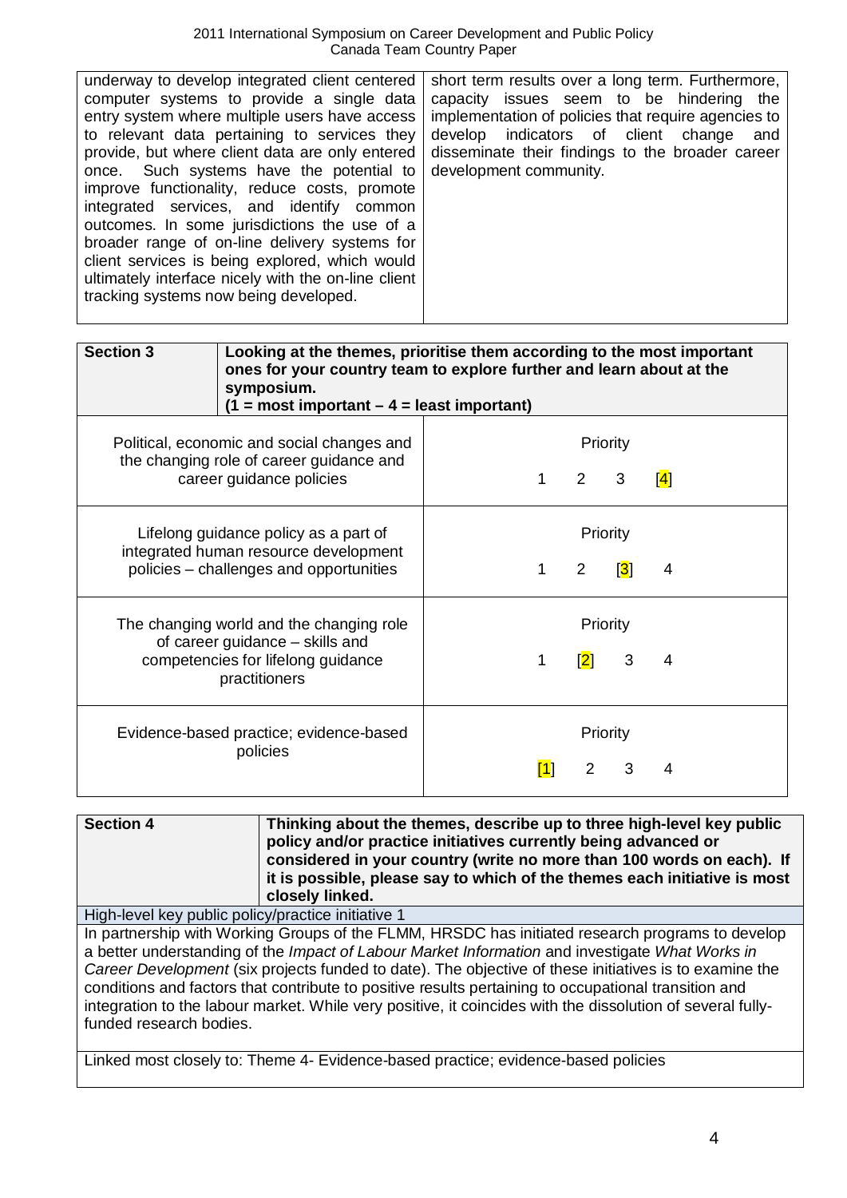| | |
|---|---|
| underway to develop integrated client centered computer systems to provide a single data entry system where multiple users have access to relevant data pertaining to services they provide, but where client data are only entered once. Such systems have the potential to improve functionality, reduce costs, promote integrated services, and identify common outcomes. In some jurisdictions the use of a broader range of on-line delivery systems for client services is being explored, which would ultimately interface nicely with the on-line client tracking systems now being developed. | short term results over a long term. Furthermore, capacity issues seem to be hindering the implementation of policies that require agencies to develop indicators of client change and disseminate their findings to the broader career development community. |

| **Section 3** | **Looking at the themes, prioritise them according to the most important ones for your country team to explore further and learn about at the symposium. (1 = most important – 4 = least important)** |
|---|---|
| Political, economic and social changes and the changing role of career guidance and career guidance policies | Priority<br>1 2 3 [4] |
| Lifelong guidance policy as a part of integrated human resource development policies – challenges and opportunities | Priority<br>1 2 [3] 4 |
| The changing world and the changing role of career guidance – skills and competencies for lifelong guidance practitioners | Priority<br>1 [2] 3 4 |
| Evidence-based practice; evidence-based policies | Priority<br>[1] 2 3 4 |

| **Section 4** | **Thinking about the themes, describe up to three high-level key public policy and/or practice initiatives currently being advanced or considered in your country (write no more than 100 words on each). If it is possible, please say to which of the themes each initiative is most closely linked.** |
|---|---|

High-level key public policy/practice initiative 1

In partnership with Working Groups of the FLMM, HRSDC has initiated research programs to develop a better understanding of the *Impact of Labour Market Information* and investigate *What Works in Career Development* (six projects funded to date). The objective of these initiatives is to examine the conditions and factors that contribute to positive results pertaining to occupational transition and integration to the labour market. While very positive, it coincides with the dissolution of several fully-funded research bodies.

Linked most closely to: Theme 4- Evidence-based practice; evidence-based policies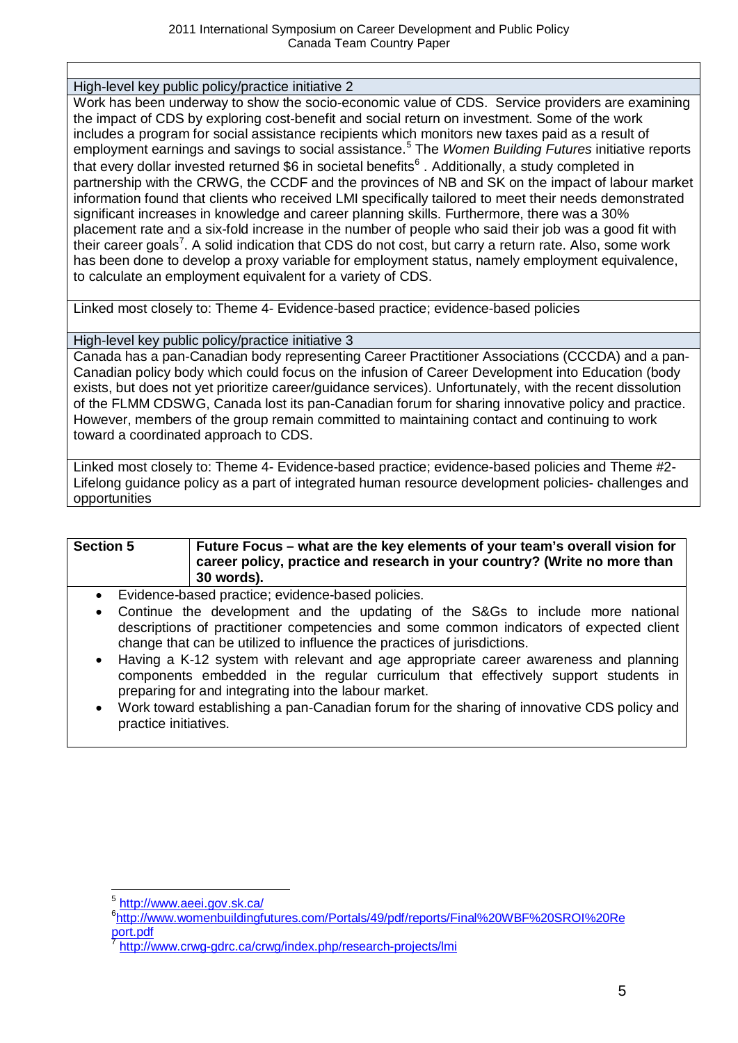**High-level key public policy/practice initiative 2**

Work has been underway to show the socio-economic value of CDS. Service providers are examining the impact of CDS by exploring cost-benefit and social return on investment. Some of the work includes a program for social assistance recipients which monitors new taxes paid as a result of employment earnings and savings to social assistance.[5] The *Women Building Futures* initiative reports that every dollar invested returned $6 in societal benefits[6]. Additionally, a study completed in partnership with the CRWG, the CCDF and the provinces of NB and SK on the impact of labour market information found that clients who received LMI specifically tailored to meet their needs demonstrated significant increases in knowledge and career planning skills. Furthermore, there was a 30% placement rate and a six-fold increase in the number of people who said their job was a good fit with their career goals[7]. A solid indication that CDS do not cost, but carry a return rate. Also, some work has been done to develop a proxy variable for employment status, namely employment equivalence, to calculate an employment equivalent for a variety of CDS.

Linked most closely to: Theme 4- Evidence-based practice; evidence-based policies

**High-level key public policy/practice initiative 3**

Canada has a pan-Canadian body representing Career Practitioner Associations (CCCDA) and a pan-Canadian policy body which could focus on the infusion of Career Development into Education (body exists, but does not yet prioritize career/guidance services). Unfortunately, with the recent dissolution of the FLMM CDSWG, Canada lost its pan-Canadian forum for sharing innovative policy and practice. However, members of the group remain committed to maintaining contact and continuing to work toward a coordinated approach to CDS.

Linked most closely to: Theme 4- Evidence-based practice; evidence-based policies and Theme #2- Lifelong guidance policy as a part of integrated human resource development policies- challenges and opportunities

| **Section 5** | **Future Focus – what are the key elements of your team's overall vision for career policy, practice and research in your country? (Write no more than 30 words).** |
|---|---|

- Evidence-based practice; evidence-based policies.
- Continue the development and the updating of the S&Gs to include more national descriptions of practitioner competencies and some common indicators of expected client change that can be utilized to influence the practices of jurisdictions.
- Having a K-12 system with relevant and age appropriate career awareness and planning components embedded in the regular curriculum that effectively support students in preparing for and integrating into the labour market.
- Work toward establishing a pan-Canadian forum for the sharing of innovative CDS policy and practice initiatives.

---

[5] http://www.aeei.gov.sk.ca/

[6] http://www.womenbuildingfutures.com/Portals/49/pdf/reports/Final%20WBF%20SROI%20Report.pdf

[7] http://www.crwg-gdrc.ca/crwg/index.php/research-projects/lmi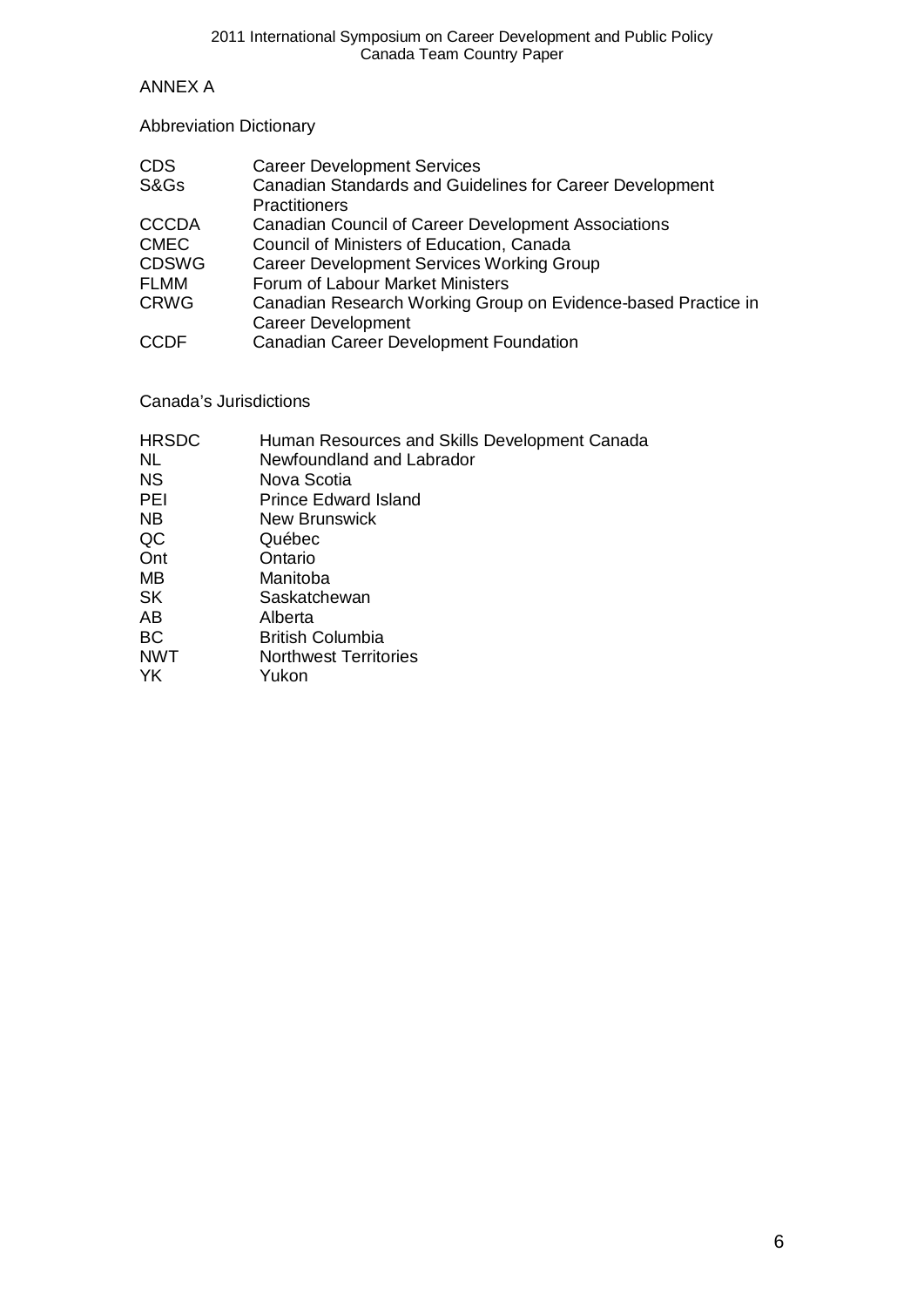## ANNEX A

Abbreviation Dictionary

| | |
|---|---|
| CDS | Career Development Services |
| S&Gs | Canadian Standards and Guidelines for Career Development Practitioners |
| CCCDA | Canadian Council of Career Development Associations |
| CMEC | Council of Ministers of Education, Canada |
| CDSWG | Career Development Services Working Group |
| FLMM | Forum of Labour Market Ministers |
| CRWG | Canadian Research Working Group on Evidence-based Practice in Career Development |
| CCDF | Canadian Career Development Foundation |

Canada's Jurisdictions

| | |
|---|---|
| HRSDC | Human Resources and Skills Development Canada |
| NL | Newfoundland and Labrador |
| NS | Nova Scotia |
| PEI | Prince Edward Island |
| NB | New Brunswick |
| QC | Québec |
| Ont | Ontario |
| MB | Manitoba |
| SK | Saskatchewan |
| AB | Alberta |
| BC | British Columbia |
| NWT | Northwest Territories |
| YK | Yukon |